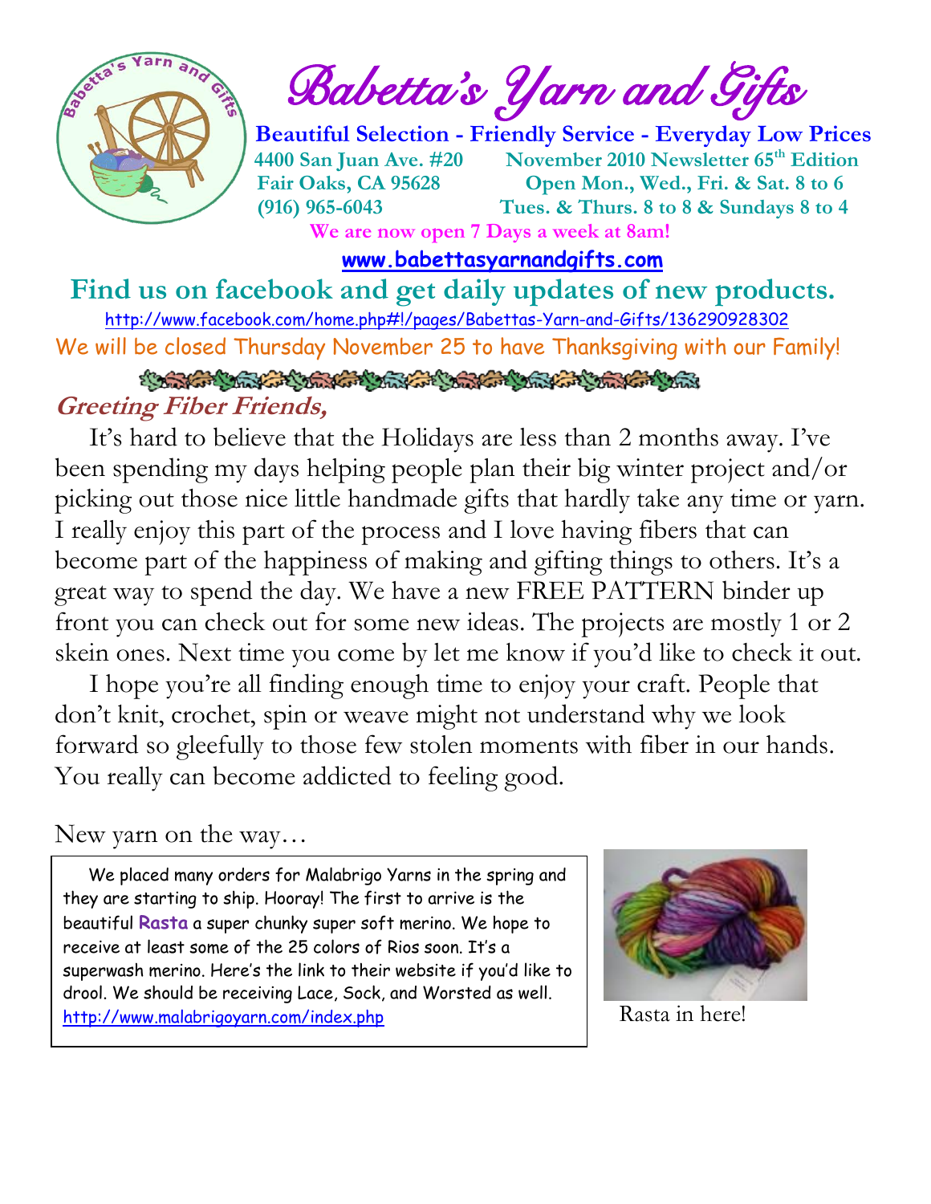# Babetta's Yarn and Gifts

**Beautiful Selection - Friendly Service - Everyday Low Prices**

**4400 San Juan Ave. #20** | **November 2010 Newsletter 65th Edition**

**Fair Oaks, CA 95628** | **Open Mon., Wed., Fri. & Sat. 8 to 6**

**(916) 965-6043** | **Tues. & Thurs. 8 to 8 & Sundays 8 to 4**

**We are now open 7 Days a week at 8am!**

**www.babettasyarnandgifts.com**

## Find us on facebook and get daily updates of new products.

http://www.facebook.com/home.php#!/pages/Babettas-Yarn-and-Gifts/136290928302

We will be closed Thursday November 25 to have Thanksgiving with our Family!

### *Greeting Fiber Friends,*

It's hard to believe that the Holidays are less than 2 months away. I've been spending my days helping people plan their big winter project and/or picking out those nice little handmade gifts that hardly take any time or yarn. I really enjoy this part of the process and I love having fibers that can become part of the happiness of making and gifting things to others. It's a great way to spend the day. We have a new FREE PATTERN binder up front you can check out for some new ideas. The projects are mostly 1 or 2 skein ones. Next time you come by let me know if you'd like to check it out.

I hope you're all finding enough time to enjoy your craft. People that don't knit, crochet, spin or weave might not understand why we look forward so gleefully to those few stolen moments with fiber in our hands. You really can become addicted to feeling good.

New yarn on the way…

We placed many orders for Malabrigo Yarns in the spring and they are starting to ship. Hooray! The first to arrive is the beautiful **Rasta** a super chunky super soft merino. We hope to receive at least some of the 25 colors of Rios soon. It's a superwash merino. Here's the link to their website if you'd like to drool. We should be receiving Lace, Sock, and Worsted as well. http://www.malabrigoyarn.com/index.php

Rasta in here!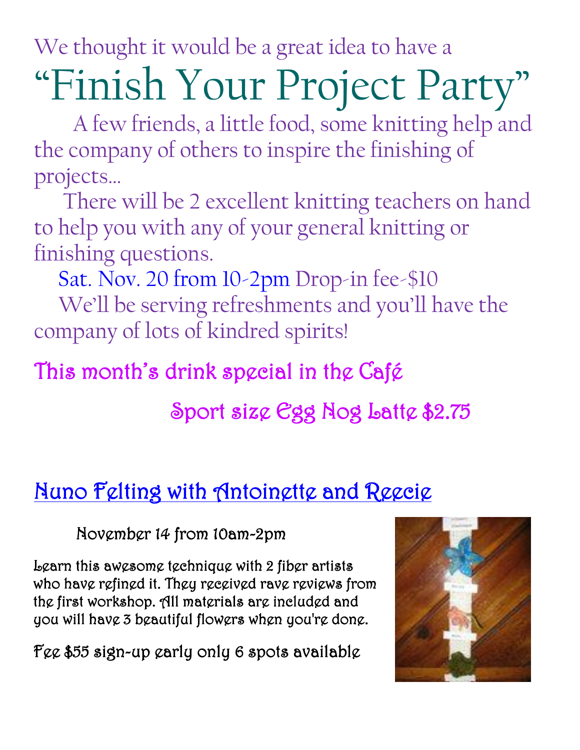We thought it would be a great idea to have a

# "Finish Your Project Party"

A few friends, a little food, some knitting help and the company of others to inspire the finishing of projects…

There will be 2 excellent knitting teachers on hand to help you with any of your general knitting or finishing questions.

Sat. Nov. 20 from 10-2pm Drop-in fee-$10

We'll be serving refreshments and you'll have the company of lots of kindred spirits!

## This month's drink special in the Café

Sport size Egg Nog Latte $2.75

## Nuno Felting with Antoinette and Reecie

November 14 from 10am-2pm

Learn this awesome technique with 2 fiber artists who have refined it. They received rave reviews from the first workshop. All materials are included and you will have 3 beautiful flowers when you're done.

Fee $55 sign-up early only 6 spots available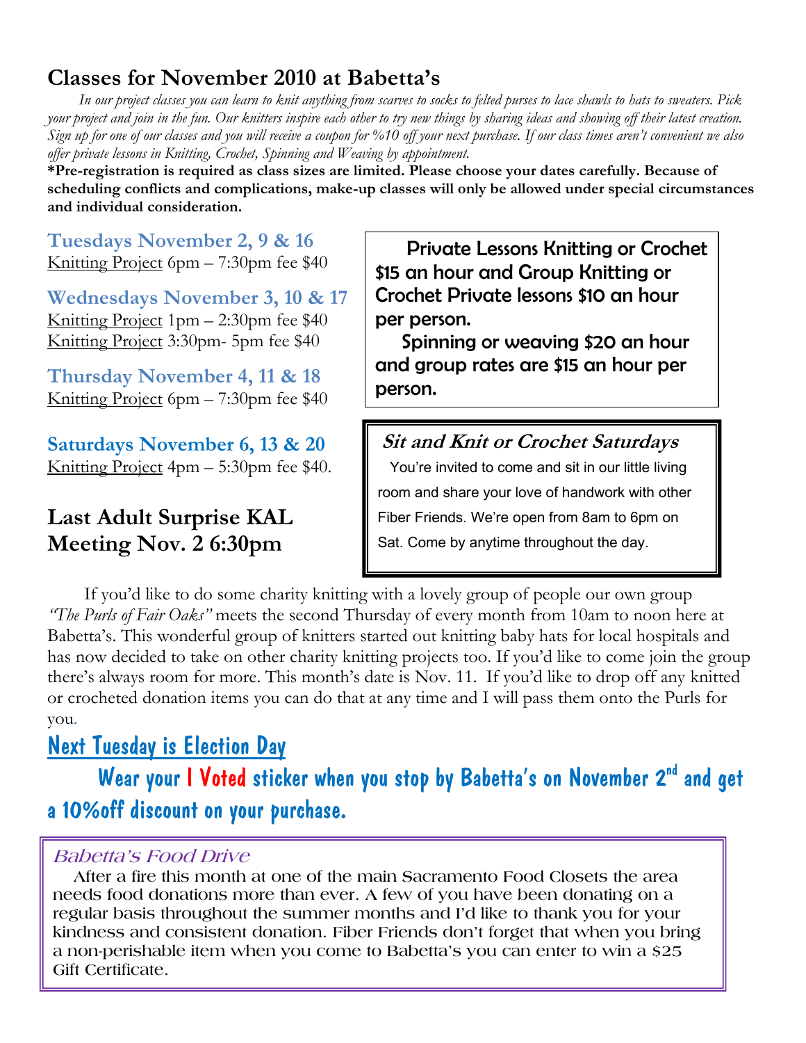## Classes for November 2010 at Babetta's

*In our project classes you can learn to knit anything from scarves to socks to felted purses to lace shawls to hats to sweaters. Pick your project and join in the fun. Our knitters inspire each other to try new things by sharing ideas and showing off their latest creation. Sign up for one of our classes and you will receive a coupon for %10 off your next purchase. If our class times aren't convenient we also offer private lessons in Knitting, Crochet, Spinning and Weaving by appointment.*

**\*Pre-registration is required as class sizes are limited. Please choose your dates carefully. Because of scheduling conflicts and complications, make-up classes will only be allowed under special circumstances and individual consideration.**

### Tuesdays November 2, 9 & 16

Knitting Project 6pm – 7:30pm fee $40

### Wednesdays November 3, 10 & 17

Knitting Project 1pm – 2:30pm fee $40
Knitting Project 3:30pm- 5pm fee $40

### Thursday November 4, 11 & 18

Knitting Project 6pm – 7:30pm fee $40

### Saturdays November 6, 13 & 20

Knitting Project 4pm – 5:30pm fee $40.

## Last Adult Surprise KAL Meeting Nov. 2 6:30pm

Private Lessons Knitting or Crochet $15 an hour and Group Knitting or Crochet Private lessons $10 an hour per person.

Spinning or weaving $20 an hour and group rates are $15 an hour per person.

***Sit and Knit or Crochet Saturdays***

You're invited to come and sit in our little living room and share your love of handwork with other Fiber Friends. We're open from 8am to 6pm on Sat. Come by anytime throughout the day.

If you'd like to do some charity knitting with a lovely group of people our own group *"The Purls of Fair Oaks"* meets the second Thursday of every month from 10am to noon here at Babetta's. This wonderful group of knitters started out knitting baby hats for local hospitals and has now decided to take on other charity knitting projects too. If you'd like to come join the group there's always room for more. This month's date is Nov. 11. If you'd like to drop off any knitted or crocheted donation items you can do that at any time and I will pass them onto the Purls for you.

## Next Tuesday is Election Day

**Wear your I Voted sticker when you stop by Babetta's on November 2nd and get a 10%off discount on your purchase.**

*Babetta's Food Drive*

After a fire this month at one of the main Sacramento Food Closets the area needs food donations more than ever. A few of you have been donating on a regular basis throughout the summer months and I'd like to thank you for your kindness and consistent donation. Fiber Friends don't forget that when you bring a non-perishable item when you come to Babetta's you can enter to win a $25 Gift Certificate.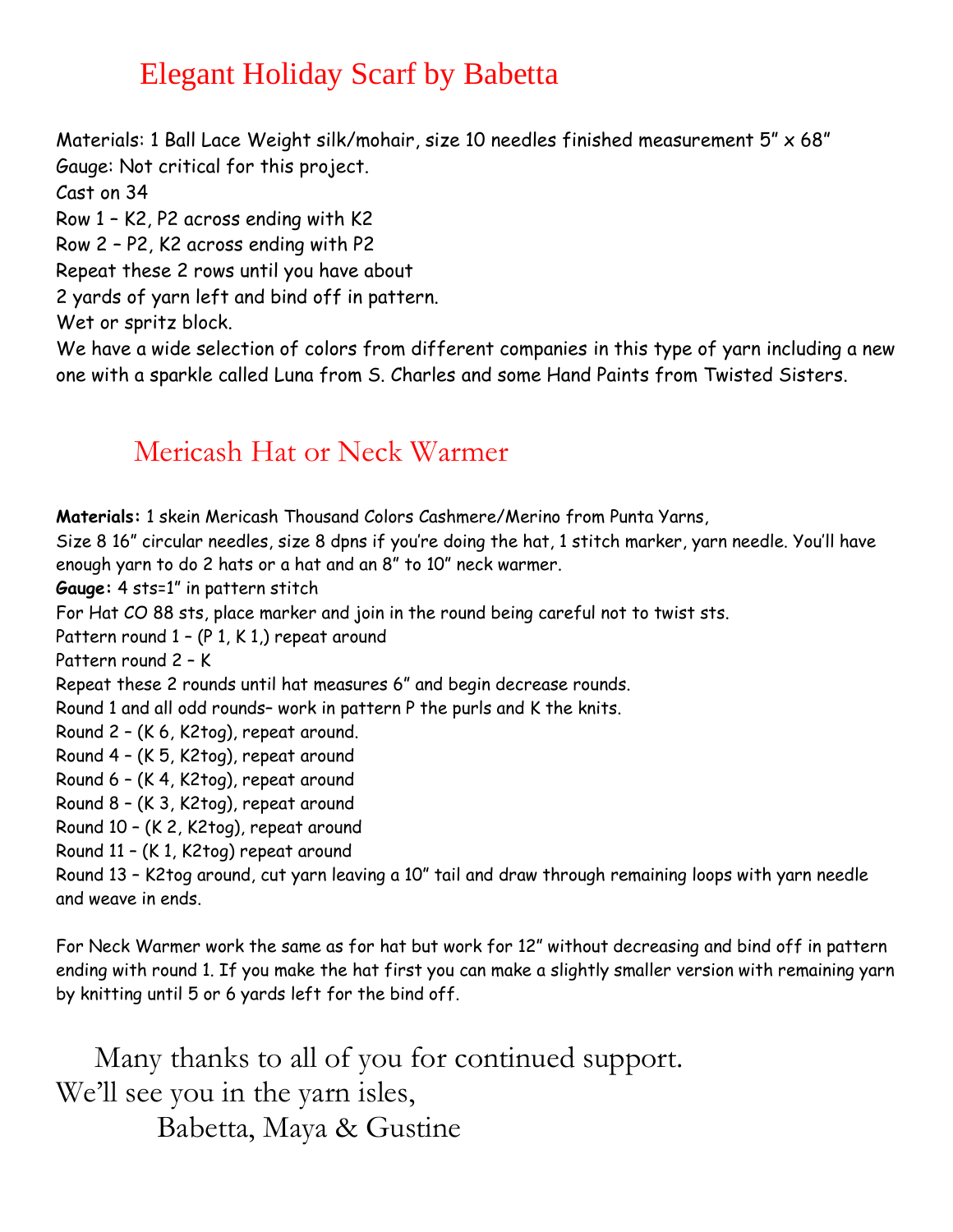# Elegant Holiday Scarf by Babetta

Materials: 1 Ball Lace Weight silk/mohair, size 10 needles finished measurement 5" x 68"
Gauge: Not critical for this project.
Cast on 34
Row 1 – K2, P2 across ending with K2
Row 2 – P2, K2 across ending with P2
Repeat these 2 rows until you have about
2 yards of yarn left and bind off in pattern.
Wet or spritz block.
We have a wide selection of colors from different companies in this type of yarn including a new one with a sparkle called Luna from S. Charles and some Hand Paints from Twisted Sisters.

# Mericash Hat or Neck Warmer

**Materials:** 1 skein Mericash Thousand Colors Cashmere/Merino from Punta Yarns,
Size 8 16" circular needles, size 8 dpns if you're doing the hat, 1 stitch marker, yarn needle. You'll have enough yarn to do 2 hats or a hat and an 8" to 10" neck warmer.
**Gauge:** 4 sts=1" in pattern stitch
For Hat CO 88 sts, place marker and join in the round being careful not to twist sts.
Pattern round 1 – (P 1, K 1,) repeat around
Pattern round 2 – K
Repeat these 2 rounds until hat measures 6" and begin decrease rounds.
Round 1 and all odd rounds– work in pattern P the purls and K the knits.
Round 2 – (K 6, K2tog), repeat around.
Round 4 – (K 5, K2tog), repeat around
Round 6 – (K 4, K2tog), repeat around
Round 8 – (K 3, K2tog), repeat around
Round 10 – (K 2, K2tog), repeat around
Round 11 – (K 1, K2tog) repeat around
Round 13 – K2tog around, cut yarn leaving a 10" tail and draw through remaining loops with yarn needle and weave in ends.

For Neck Warmer work the same as for hat but work for 12" without decreasing and bind off in pattern ending with round 1. If you make the hat first you can make a slightly smaller version with remaining yarn by knitting until 5 or 6 yards left for the bind off.

Many thanks to all of you for continued support.
We'll see you in the yarn isles,
Babetta, Maya & Gustine